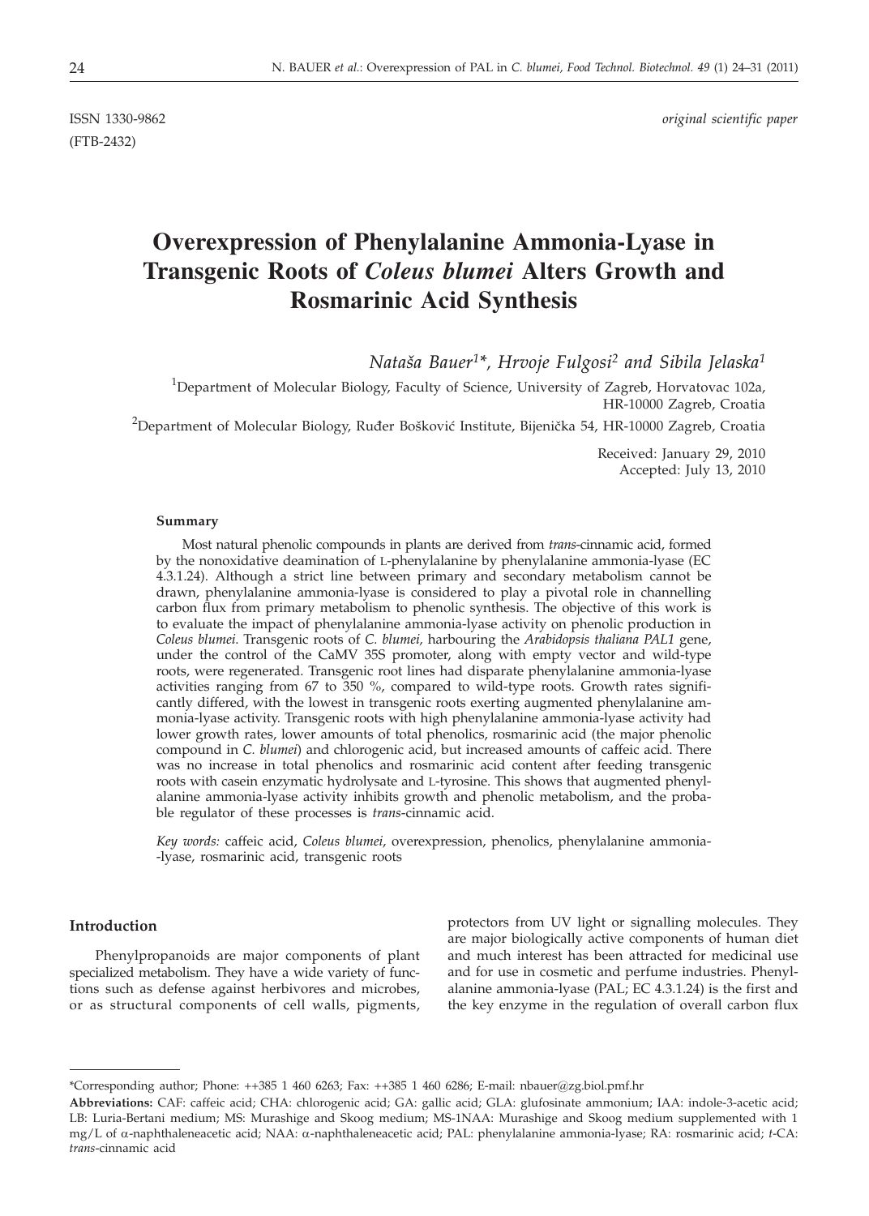ISSN 1330-9862 *original scientific paper*
(FTB-2432)

# Overexpression of Phenylalanine Ammonia-Lyase in Transgenic Roots of *Coleus blumei* Alters Growth and Rosmarinic Acid Synthesis

*Nataša Bauer[1]\*, Hrvoje Fulgosi[2] and Sibila Jelaska[1]*

[1]Department of Molecular Biology, Faculty of Science, University of Zagreb, Horvatovac 102a, HR-10000 Zagreb, Croatia

[2]Department of Molecular Biology, Ruđer Bošković Institute, Bijenička 54, HR-10000 Zagreb, Croatia

Received: January 29, 2010
Accepted: July 13, 2010

### Summary

Most natural phenolic compounds in plants are derived from *trans*-cinnamic acid, formed by the nonoxidative deamination of L-phenylalanine by phenylalanine ammonia-lyase (EC 4.3.1.24). Although a strict line between primary and secondary metabolism cannot be drawn, phenylalanine ammonia-lyase is considered to play a pivotal role in channelling carbon flux from primary metabolism to phenolic synthesis. The objective of this work is to evaluate the impact of phenylalanine ammonia-lyase activity on phenolic production in *Coleus blumei*. Transgenic roots of *C. blumei*, harbouring the *Arabidopsis thaliana PAL1* gene, under the control of the CaMV 35S promoter, along with empty vector and wild-type roots, were regenerated. Transgenic root lines had disparate phenylalanine ammonia-lyase activities ranging from 67 to 350 %, compared to wild-type roots. Growth rates significantly differed, with the lowest in transgenic roots exerting augmented phenylalanine ammonia-lyase activity. Transgenic roots with high phenylalanine ammonia-lyase activity had lower growth rates, lower amounts of total phenolics, rosmarinic acid (the major phenolic compound in *C. blumei*) and chlorogenic acid, but increased amounts of caffeic acid. There was no increase in total phenolics and rosmarinic acid content after feeding transgenic roots with casein enzymatic hydrolysate and L-tyrosine. This shows that augmented phenylalanine ammonia-lyase activity inhibits growth and phenolic metabolism, and the probable regulator of these processes is *trans*-cinnamic acid.

*Key words:* caffeic acid, *Coleus blumei*, overexpression, phenolics, phenylalanine ammonia-lyase, rosmarinic acid, transgenic roots

## Introduction

Phenylpropanoids are major components of plant specialized metabolism. They have a wide variety of functions such as defense against herbivores and microbes, or as structural components of cell walls, pigments, protectors from UV light or signalling molecules. They are major biologically active components of human diet and much interest has been attracted for medicinal use and for use in cosmetic and perfume industries. Phenylalanine ammonia-lyase (PAL; EC 4.3.1.24) is the first and the key enzyme in the regulation of overall carbon flux

---

\*Corresponding author; Phone: ++385 1 460 6263; Fax: ++385 1 460 6286; E-mail: nbauer@zg.biol.pmf.hr

**Abbreviations:** CAF: caffeic acid; CHA: chlorogenic acid; GA: gallic acid; GLA: glufosinate ammonium; IAA: indole-3-acetic acid; LB: Luria-Bertani medium; MS: Murashige and Skoog medium; MS-1NAA: Murashige and Skoog medium supplemented with 1 mg/L of α-naphthaleneacetic acid; NAA: α-naphthaleneacetic acid; PAL: phenylalanine ammonia-lyase; RA: rosmarinic acid; *t*-CA: *trans*-cinnamic acid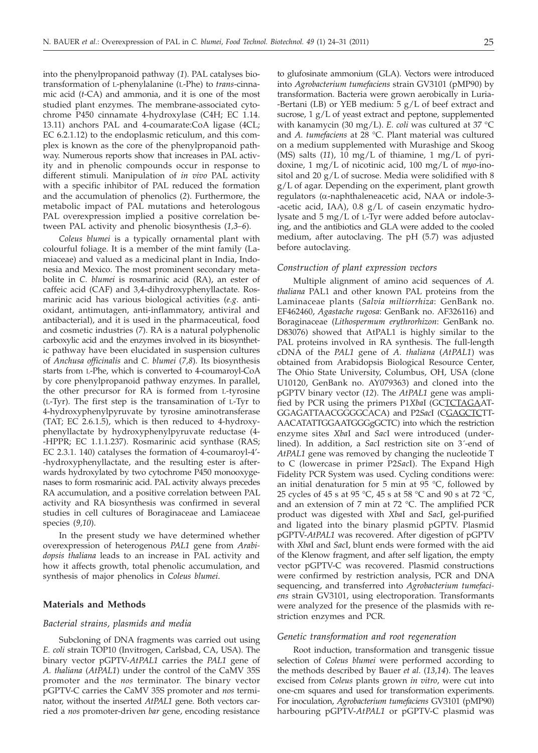into the phenylpropanoid pathway (*1*). PAL catalyses biotransformation of L-phenylalanine (L-Phe) to *trans*-cinnamic acid (*t*-CA) and ammonia, and it is one of the most studied plant enzymes. The membrane-associated cytochrome P450 cinnamate 4-hydroxylase (C4H; EC 1.14. 13.11) anchors PAL and 4-coumarate:CoA ligase (4CL; EC 6.2.1.12) to the endoplasmic reticulum, and this complex is known as the core of the phenylpropanoid pathway. Numerous reports show that increases in PAL activity and in phenolic compounds occur in response to different stimuli. Manipulation of *in vivo* PAL activity with a specific inhibitor of PAL reduced the formation and the accumulation of phenolics (*2*). Furthermore, the metabolic impact of PAL mutations and heterologous PAL overexpression implied a positive correlation between PAL activity and phenolic biosynthesis (*1,3–6*).

*Coleus blumei* is a typically ornamental plant with colourful foliage. It is a member of the mint family (Lamiaceae) and valued as a medicinal plant in India, Indonesia and Mexico. The most prominent secondary metabolite in *C. blumei* is rosmarinic acid (RA), an ester of caffeic acid (CAF) and 3,4-dihydroxyphenyllactate. Rosmarinic acid has various biological activities (*e.g.* antioxidant, antimutagen, anti-inflammatory, antiviral and antibacterial), and it is used in the pharmaceutical, food and cosmetic industries (*7*). RA is a natural polyphenolic carboxylic acid and the enzymes involved in its biosynthetic pathway have been elucidated in suspension cultures of *Anchusa officinalis* and *C. blumei* (*7,8*). Its biosynthesis starts from L-Phe, which is converted to 4-coumaroyl-CoA by core phenylpropanoid pathway enzymes. In parallel, the other precursor for RA is formed from L-tyrosine (L-Tyr). The first step is the transamination of L-Tyr to 4-hydroxyphenylpyruvate by tyrosine aminotransferase (TAT; EC 2.6.1.5), which is then reduced to 4-hydroxyphenyllactate by hydroxyphenylpyruvate reductase (4-HPPR; EC 1.1.1.237). Rosmarinic acid synthase (RAS; EC 2.3.1. 140) catalyses the formation of 4-coumaroyl-4′-hydroxyphenyllactate, and the resulting ester is afterwards hydroxylated by two cytochrome P450 monooxygenases to form rosmarinic acid. PAL activity always precedes RA accumulation, and a positive correlation between PAL activity and RA biosynthesis was confirmed in several studies in cell cultures of Boraginaceae and Lamiaceae species (*9,10*).

In the present study we have determined whether overexpression of heterogenous *PAL1* gene from *Arabidopsis thaliana* leads to an increase in PAL activity and how it affects growth, total phenolic accumulation, and synthesis of major phenolics in *Coleus blumei*.

## Materials and Methods

### *Bacterial strains, plasmids and media*

Subcloning of DNA fragments was carried out using *E. coli* strain TOP10 (Invitrogen, Carlsbad, CA, USA). The binary vector pGPTV-*AtPAL1* carries the *PAL1* gene of *A. thaliana* (*AtPAL1*) under the control of the CaMV 35S promoter and the *nos* terminator. The binary vector pGPTV-C carries the CaMV 35S promoter and *nos* terminator, without the inserted *AtPAL1* gene. Both vectors carried a *nos* promoter-driven *bar* gene, encoding resistance to glufosinate ammonium (GLA). Vectors were introduced into *Agrobacterium tumefaciens* strain GV3101 (pMP90) by transformation. Bacteria were grown aerobically in Luria-Bertani (LB) or YEB medium: 5 g/L of beef extract and sucrose, 1 g/L of yeast extract and peptone, supplemented with kanamycin (30 mg/L). *E. coli* was cultured at 37 °C and *A. tumefaciens* at 28 °C. Plant material was cultured on a medium supplemented with Murashige and Skoog (MS) salts (*11*), 10 mg/L of thiamine, 1 mg/L of pyridoxine, 1 mg/L of nicotinic acid, 100 mg/L of *myo*-inositol and 20 g/L of sucrose. Media were solidified with 8 g/L of agar. Depending on the experiment, plant growth regulators (α-naphthaleneacetic acid, NAA or indole-3-acetic acid, IAA), 0.8 g/L of casein enzymatic hydrolysate and 5 mg/L of L-Tyr were added before autoclaving, and the antibiotics and GLA were added to the cooled medium, after autoclaving. The pH (5.7) was adjusted before autoclaving.

### *Construction of plant expression vectors*

Multiple alignment of amino acid sequences of *A. thaliana* PAL1 and other known PAL proteins from the Laminaceae plants (*Salvia miltiorrhiza*: GenBank no. EF462460, *Agastache rugosa*: GenBank no. AF326116) and Boraginaceae (*Lithospermum erythrorhizon*: GenBank no. D83076) showed that AtPAL1 is highly similar to the PAL proteins involved in RA synthesis. The full-length cDNA of the *PAL1* gene of *A. thaliana* (*AtPAL1*) was obtained from Arabidopsis Biological Resource Center, The Ohio State University, Columbus, OH, USA (clone U10120, GenBank no. AY079363) and cloned into the pGPTV binary vector (*12*). The *AtPAL1* gene was amplified by PCR using the primers P1*Xba*I (GCTCTAGAATGGAGATTAACGGGGCACA) and P2*Sac*I (CGAGCTCTTAACATATTGGAATGGGgGCTC) into which the restriction enzyme sites *Xba*I and *Sac*I were introduced (underlined). In addition, a *Sac*I restriction site on 3′-end of *AtPAL1* gene was removed by changing the nucleotide T to C (lowercase in primer P2*Sac*I). The Expand High Fidelity PCR System was used. Cycling conditions were: an initial denaturation for 5 min at 95 °C, followed by 25 cycles of 45 s at 95 °C, 45 s at 58 °C and 90 s at 72 °C, and an extension of 7 min at 72 °C. The amplified PCR product was digested with *Xba*I and *Sac*I, gel-purified and ligated into the binary plasmid pGPTV. Plasmid pGPTV-*AtPAL1* was recovered. After digestion of pGPTV with *Xba*I and *Sac*I, blunt ends were formed with the aid of the Klenow fragment, and after self ligation, the empty vector pGPTV-C was recovered. Plasmid constructions were confirmed by restriction analysis, PCR and DNA sequencing, and transferred into *Agrobacterium tumefaciens* strain GV3101, using electroporation. Transformants were analyzed for the presence of the plasmids with restriction enzymes and PCR.

### *Genetic transformation and root regeneration*

Root induction, transformation and transgenic tissue selection of *Coleus blumei* were performed according to the methods described by Bauer *et al.* (*13,14*). The leaves excised from *Coleus* plants grown *in vitro*, were cut into one-cm squares and used for transformation experiments. For inoculation, *Agrobacterium tumefaciens* GV3101 (pMP90) harbouring pGPTV-*AtPAL1* or pGPTV-C plasmid was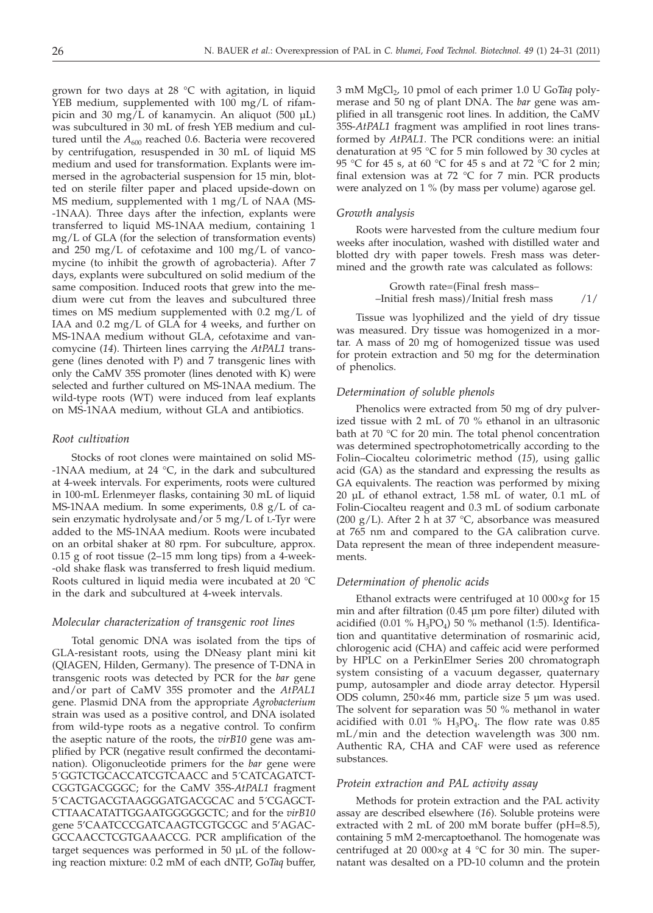grown for two days at 28 °C with agitation, in liquid YEB medium, supplemented with 100 mg/L of rifampicin and 30 mg/L of kanamycin. An aliquot (500 µL) was subcultured in 30 mL of fresh YEB medium and cultured until the $A_{600}$ reached 0.6. Bacteria were recovered by centrifugation, resuspended in 30 mL of liquid MS medium and used for transformation. Explants were immersed in the agrobacterial suspension for 15 min, blotted on sterile filter paper and placed upside-down on MS medium, supplemented with 1 mg/L of NAA (MS-1NAA). Three days after the infection, explants were transferred to liquid MS-1NAA medium, containing 1 mg/L of GLA (for the selection of transformation events) and 250 mg/L of cefotaxime and 100 mg/L of vancomycine (to inhibit the growth of agrobacteria). After 7 days, explants were subcultured on solid medium of the same composition. Induced roots that grew into the medium were cut from the leaves and subcultured three times on MS medium supplemented with 0.2 mg/L of IAA and 0.2 mg/L of GLA for 4 weeks, and further on MS-1NAA medium without GLA, cefotaxime and vancomycine (*14*). Thirteen lines carrying the *AtPAL1* transgene (lines denoted with P) and 7 transgenic lines with only the CaMV 35S promoter (lines denoted with K) were selected and further cultured on MS-1NAA medium. The wild-type roots (WT) were induced from leaf explants on MS-1NAA medium, without GLA and antibiotics.

### *Root cultivation*

Stocks of root clones were maintained on solid MS-1NAA medium, at 24 °C, in the dark and subcultured at 4-week intervals. For experiments, roots were cultured in 100-mL Erlenmeyer flasks, containing 30 mL of liquid MS-1NAA medium. In some experiments, 0.8 g/L of casein enzymatic hydrolysate and/or 5 mg/L of L-Tyr were added to the MS-1NAA medium. Roots were incubated on an orbital shaker at 80 rpm. For subculture, approx. 0.15 g of root tissue (2–15 mm long tips) from a 4-week-old shake flask was transferred to fresh liquid medium. Roots cultured in liquid media were incubated at 20 °C in the dark and subcultured at 4-week intervals.

### *Molecular characterization of transgenic root lines*

Total genomic DNA was isolated from the tips of GLA-resistant roots, using the DNeasy plant mini kit (QIAGEN, Hilden, Germany). The presence of T-DNA in transgenic roots was detected by PCR for the *bar* gene and/or part of CaMV 35S promoter and the *AtPAL1* gene. Plasmid DNA from the appropriate *Agrobacterium* strain was used as a positive control, and DNA isolated from wild-type roots as a negative control. To confirm the aseptic nature of the roots, the *virB10* gene was amplified by PCR (negative result confirmed the decontamination). Oligonucleotide primers for the *bar* gene were 5´GGTCTGCACCATCGTCAACC and 5´CATCAGATCTCGGTGACGGGC; for the CaMV 35S-*AtPAL1* fragment 5´CACTGACGTAAGGGATGACGCAC and 5´CGAGCTCTTAACATATTGGAATGGGGGCTC; and for the *virB10* gene 5'CAATCCCGATCAAGTCGTGCGC and 5'AGACGCCAACCTCGTGAAACCG. PCR amplification of the target sequences was performed in 50 µL of the following reaction mixture: 0.2 mM of each dNTP, Go*Taq* buffer, 3 mM $MgCl_2$, 10 pmol of each primer 1.0 U Go*Taq* polymerase and 50 ng of plant DNA. The *bar* gene was amplified in all transgenic root lines. In addition, the CaMV 35S-*AtPAL1* fragment was amplified in root lines transformed by *AtPAL1*. The PCR conditions were: an initial denaturation at 95 °C for 5 min followed by 30 cycles at 95 °C for 45 s, at 60 °C for 45 s and at 72 °C for 2 min; final extension was at 72 °C for 7 min. PCR products were analyzed on 1 % (by mass per volume) agarose gel.

### *Growth analysis*

Roots were harvested from the culture medium four weeks after inoculation, washed with distilled water and blotted dry with paper towels. Fresh mass was determined and the growth rate was calculated as follows:

$$\text{Growth rate} = (\text{Final fresh mass} - \text{Initial fresh mass})/\text{Initial fresh mass} \qquad /1/$$

Tissue was lyophilized and the yield of dry tissue was measured. Dry tissue was homogenized in a mortar. A mass of 20 mg of homogenized tissue was used for protein extraction and 50 mg for the determination of phenolics.

### *Determination of soluble phenols*

Phenolics were extracted from 50 mg of dry pulverized tissue with 2 mL of 70 % ethanol in an ultrasonic bath at 70 °C for 20 min. The total phenol concentration was determined spectrophotometrically according to the Folin–Ciocalteu colorimetric method (*15*), using gallic acid (GA) as the standard and expressing the results as GA equivalents. The reaction was performed by mixing 20 µL of ethanol extract, 1.58 mL of water, 0.1 mL of Folin-Ciocalteu reagent and 0.3 mL of sodium carbonate (200 g/L). After 2 h at 37 °C, absorbance was measured at 765 nm and compared to the GA calibration curve. Data represent the mean of three independent measurements.

### *Determination of phenolic acids*

Ethanol extracts were centrifuged at 10 000×*g* for 15 min and after filtration (0.45 µm pore filter) diluted with acidified (0.01 % $H_3PO_4$) 50 % methanol (1:5). Identification and quantitative determination of rosmarinic acid, chlorogenic acid (CHA) and caffeic acid were performed by HPLC on a PerkinElmer Series 200 chromatograph system consisting of a vacuum degasser, quaternary pump, autosampler and diode array detector. Hypersil ODS column, 250×46 mm, particle size 5 µm was used. The solvent for separation was 50 % methanol in water acidified with 0.01 % $H_3PO_4$. The flow rate was 0.85 mL/min and the detection wavelength was 300 nm. Authentic RA, CHA and CAF were used as reference substances.

### *Protein extraction and PAL activity assay*

Methods for protein extraction and the PAL activity assay are described elsewhere (*16*). Soluble proteins were extracted with 2 mL of 200 mM borate buffer (pH=8.5), containing 5 mM 2-mercaptoethanol. The homogenate was centrifuged at 20 000×*g* at 4 °C for 30 min. The supernatant was desalted on a PD-10 column and the protein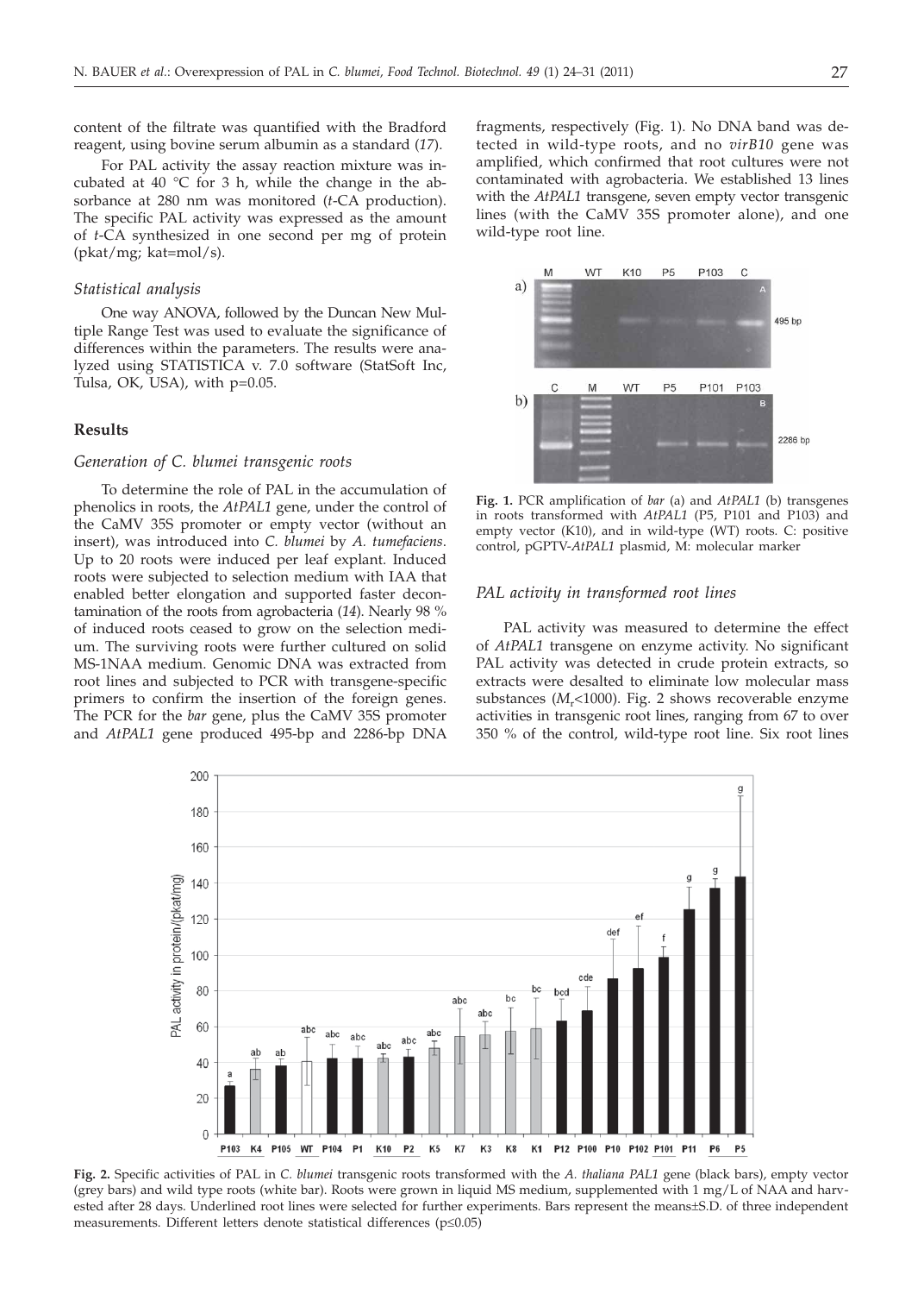content of the filtrate was quantified with the Bradford reagent, using bovine serum albumin as a standard (*17*).

For PAL activity the assay reaction mixture was incubated at 40 °C for 3 h, while the change in the absorbance at 280 nm was monitored (*t*-CA production). The specific PAL activity was expressed as the amount of *t*-CA synthesized in one second per mg of protein (pkat/mg; kat=mol/s).

### *Statistical analysis*

One way ANOVA, followed by the Duncan New Multiple Range Test was used to evaluate the significance of differences within the parameters. The results were analyzed using STATISTICA v. 7.0 software (StatSoft Inc, Tulsa, OK, USA), with p=0.05.

## Results

### *Generation of C. blumei transgenic roots*

To determine the role of PAL in the accumulation of phenolics in roots, the *AtPAL1* gene, under the control of the CaMV 35S promoter or empty vector (without an insert), was introduced into *C. blumei* by *A. tumefaciens*. Up to 20 roots were induced per leaf explant. Induced roots were subjected to selection medium with IAA that enabled better elongation and supported faster decontamination of the roots from agrobacteria (*14*). Nearly 98 % of induced roots ceased to grow on the selection medium. The surviving roots were further cultured on solid MS-1NAA medium. Genomic DNA was extracted from root lines and subjected to PCR with transgene-specific primers to confirm the insertion of the foreign genes. The PCR for the *bar* gene, plus the CaMV 35S promoter and *AtPAL1* gene produced 495-bp and 2286-bp DNA fragments, respectively (Fig. 1). No DNA band was detected in wild-type roots, and no *virB10* gene was amplified, which confirmed that root cultures were not contaminated with agrobacteria. We established 13 lines with the *AtPAL1* transgene, seven empty vector transgenic lines (with the CaMV 35S promoter alone), and one wild-type root line.

**Fig. 1.** PCR amplification of *bar* (a) and *AtPAL1* (b) transgenes in roots transformed with *AtPAL1* (P5, P101 and P103) and empty vector (K10), and in wild-type (WT) roots. C: positive control, pGPTV-*AtPAL1* plasmid, M: molecular marker

### *PAL activity in transformed root lines*

PAL activity was measured to determine the effect of *AtPAL1* transgene on enzyme activity. No significant PAL activity was detected in crude protein extracts, so extracts were desalted to eliminate low molecular mass substances ($M_r$<1000). Fig. 2 shows recoverable enzyme activities in transgenic root lines, ranging from 67 to over 350 % of the control, wild-type root line. Six root lines

**Fig. 2.** Specific activities of PAL in *C. blumei* transgenic roots transformed with the *A. thaliana PAL1* gene (black bars), empty vector (grey bars) and wild type roots (white bar). Roots were grown in liquid MS medium, supplemented with 1 mg/L of NAA and harvested after 28 days. Underlined root lines were selected for further experiments. Bars represent the means±S.D. of three independent measurements. Different letters denote statistical differences (p≤0.05)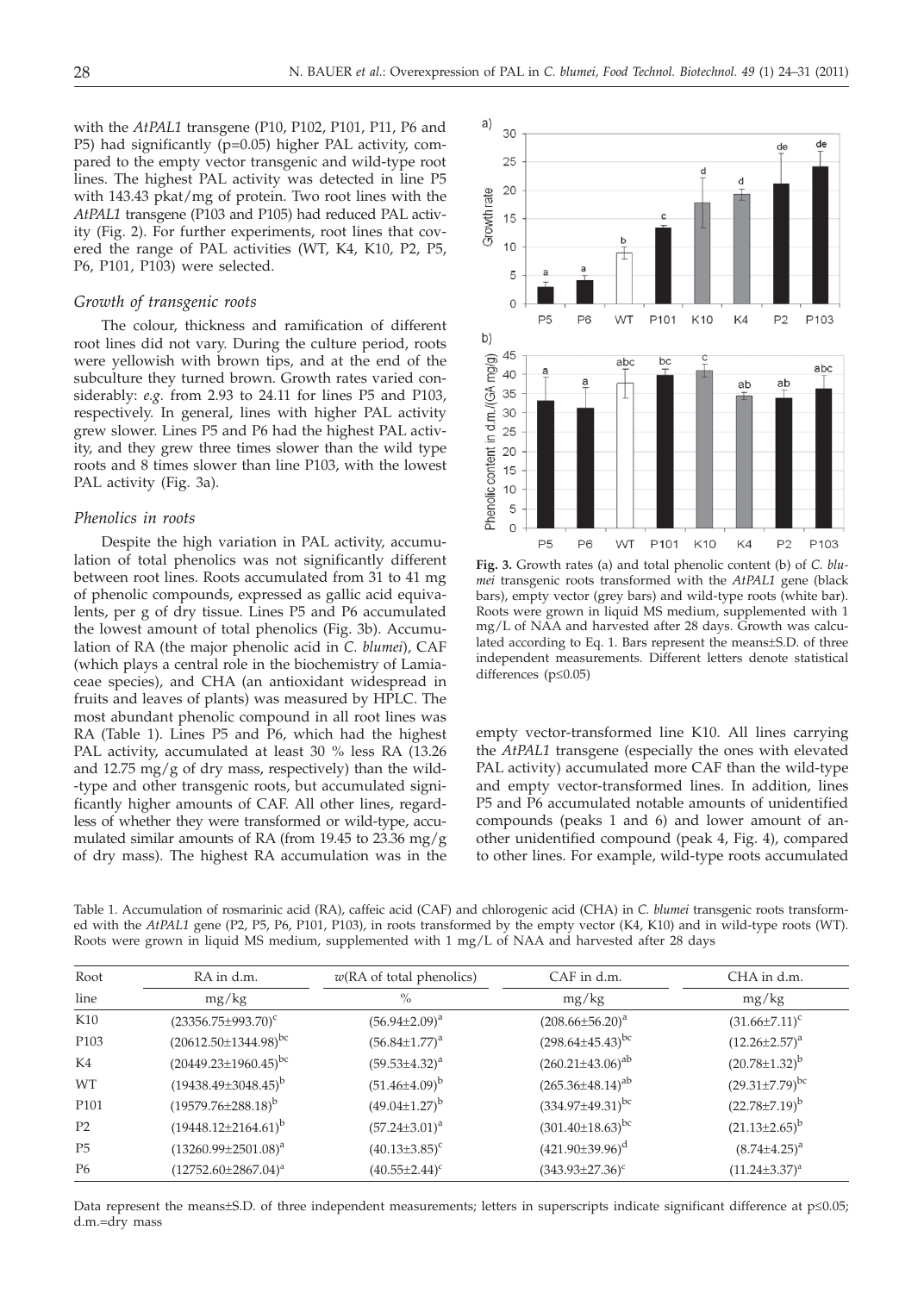with the *AtPAL1* transgene (P10, P102, P101, P11, P6 and P5) had significantly (p=0.05) higher PAL activity, compared to the empty vector transgenic and wild-type root lines. The highest PAL activity was detected in line P5 with 143.43 pkat/mg of protein. Two root lines with the *AtPAL1* transgene (P103 and P105) had reduced PAL activity (Fig. 2). For further experiments, root lines that covered the range of PAL activities (WT, K4, K10, P2, P5, P6, P101, P103) were selected.

### *Growth of transgenic roots*

The colour, thickness and ramification of different root lines did not vary. During the culture period, roots were yellowish with brown tips, and at the end of the subculture they turned brown. Growth rates varied considerably: *e.g.* from 2.93 to 24.11 for lines P5 and P103, respectively. In general, lines with higher PAL activity grew slower. Lines P5 and P6 had the highest PAL activity, and they grew three times slower than the wild type roots and 8 times slower than line P103, with the lowest PAL activity (Fig. 3a).

### *Phenolics in roots*

Despite the high variation in PAL activity, accumulation of total phenolics was not significantly different between root lines. Roots accumulated from 31 to 41 mg of phenolic compounds, expressed as gallic acid equivalents, per g of dry tissue. Lines P5 and P6 accumulated the lowest amount of total phenolics (Fig. 3b). Accumulation of RA (the major phenolic acid in *C. blumei*), CAF (which plays a central role in the biochemistry of Lamiaceae species), and CHA (an antioxidant widespread in fruits and leaves of plants) was measured by HPLC. The most abundant phenolic compound in all root lines was RA (Table 1). Lines P5 and P6, which had the highest PAL activity, accumulated at least 30 % less RA (13.26 and 12.75 mg/g of dry mass, respectively) than the wild-type and other transgenic roots, but accumulated significantly higher amounts of CAF. All other lines, regardless of whether they were transformed or wild-type, accumulated similar amounts of RA (from 19.45 to 23.36 mg/g of dry mass). The highest RA accumulation was in the empty vector-transformed line K10. All lines carrying the *AtPAL1* transgene (especially the ones with elevated PAL activity) accumulated more CAF than the wild-type and empty vector-transformed lines. In addition, lines P5 and P6 accumulated notable amounts of unidentified compounds (peaks 1 and 6) and lower amount of another unidentified compound (peak 4, Fig. 4), compared to other lines. For example, wild-type roots accumulated

**Fig. 3.** Growth rates (a) and total phenolic content (b) of *C. blumei* transgenic roots transformed with the *AtPAL1* gene (black bars), empty vector (grey bars) and wild-type roots (white bar). Roots were grown in liquid MS medium, supplemented with 1 mg/L of NAA and harvested after 28 days. Growth was calculated according to Eq. 1. Bars represent the means±S.D. of three independent measurements. Different letters denote statistical differences ($p \le 0.05$)

Table 1. Accumulation of rosmarinic acid (RA), caffeic acid (CAF) and chlorogenic acid (CHA) in *C. blumei* transgenic roots transformed with the *AtPAL1* gene (P2, P5, P6, P101, P103), in roots transformed by the empty vector (K4, K10) and in wild-type roots (WT). Roots were grown in liquid MS medium, supplemented with 1 mg/L of NAA and harvested after 28 days

| Root line | RA in d.m. mg/kg | $w$(RA of total phenolics) % | CAF in d.m. mg/kg | CHA in d.m. mg/kg |
|---|---|---|---|---|
| K10 | $(23356.75 \pm 993.70)^{c}$ | $(56.94 \pm 2.09)^{a}$ | $(208.66 \pm 56.20)^{a}$ | $(31.66 \pm 7.11)^{c}$ |
| P103 | $(20612.50 \pm 1344.98)^{bc}$ | $(56.84 \pm 1.77)^{a}$ | $(298.64 \pm 45.43)^{bc}$ | $(12.26 \pm 2.57)^{a}$ |
| K4 | $(20449.23 \pm 1960.45)^{bc}$ | $(59.53 \pm 4.32)^{a}$ | $(260.21 \pm 43.06)^{ab}$ | $(20.78 \pm 1.32)^{b}$ |
| WT | $(19438.49 \pm 3048.45)^{b}$ | $(51.46 \pm 4.09)^{b}$ | $(265.36 \pm 48.14)^{ab}$ | $(29.31 \pm 7.79)^{bc}$ |
| P101 | $(19579.76 \pm 288.18)^{b}$ | $(49.04 \pm 1.27)^{b}$ | $(334.97 \pm 49.31)^{bc}$ | $(22.78 \pm 7.19)^{b}$ |
| P2 | $(19448.12 \pm 2164.61)^{b}$ | $(57.24 \pm 3.01)^{a}$ | $(301.40 \pm 18.63)^{bc}$ | $(21.13 \pm 2.65)^{b}$ |
| P5 | $(13260.99 \pm 2501.08)^{a}$ | $(40.13 \pm 3.85)^{c}$ | $(421.90 \pm 39.96)^{d}$ | $(8.74 \pm 4.25)^{a}$ |
| P6 | $(12752.60 \pm 2867.04)^{a}$ | $(40.55 \pm 2.44)^{c}$ | $(343.93 \pm 27.36)^{c}$ | $(11.24 \pm 3.37)^{a}$ |

Data represent the means±S.D. of three independent measurements; letters in superscripts indicate significant difference at $p \le 0.05$; d.m.=dry mass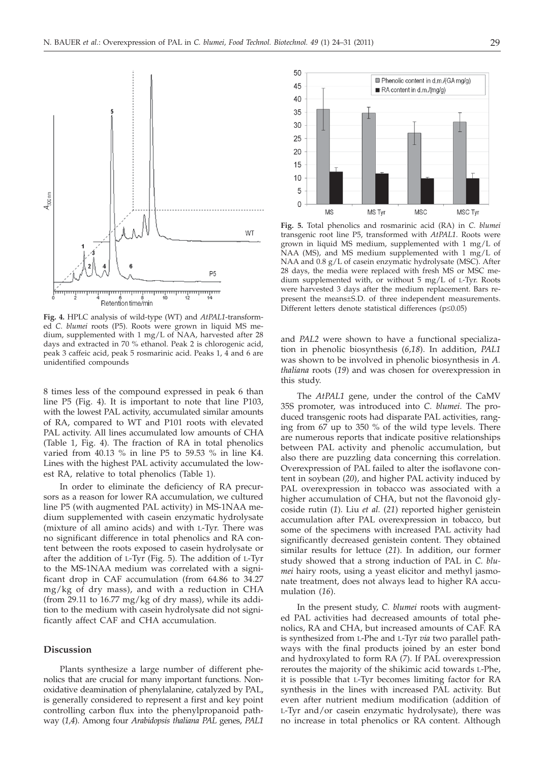**Fig. 4.** HPLC analysis of wild-type (WT) and *AtPAL1*-transformed *C. blumei* roots (P5). Roots were grown in liquid MS medium, supplemented with 1 mg/L of NAA, harvested after 28 days and extracted in 70 % ethanol. Peak 2 is chlorogenic acid, peak 3 caffeic acid, peak 5 rosmarinic acid. Peaks 1, 4 and 6 are unidentified compounds

8 times less of the compound expressed in peak 6 than line P5 (Fig. 4). It is important to note that line P103, with the lowest PAL activity, accumulated similar amounts of RA, compared to WT and P101 roots with elevated PAL activity. All lines accumulated low amounts of CHA (Table 1, Fig. 4). The fraction of RA in total phenolics varied from 40.13 % in line P5 to 59.53 % in line K4. Lines with the highest PAL activity accumulated the lowest RA, relative to total phenolics (Table 1).

In order to eliminate the deficiency of RA precursors as a reason for lower RA accumulation, we cultured line P5 (with augmented PAL activity) in MS-1NAA medium supplemented with casein enzymatic hydrolysate (mixture of all amino acids) and with L-Tyr. There was no significant difference in total phenolics and RA content between the roots exposed to casein hydrolysate or after the addition of L-Tyr (Fig. 5). The addition of L-Tyr to the MS-1NAA medium was correlated with a significant drop in CAF accumulation (from 64.86 to 34.27 mg/kg of dry mass), and with a reduction in CHA (from 29.11 to 16.77 mg/kg of dry mass), while its addition to the medium with casein hydrolysate did not significantly affect CAF and CHA accumulation.

## Discussion

Plants synthesize a large number of different phenolics that are crucial for many important functions. Nonoxidative deamination of phenylalanine, catalyzed by PAL, is generally considered to represent a first and key point controlling carbon flux into the phenylpropanoid pathway (*1,4*). Among four *Arabidopsis thaliana PAL* genes, *PAL1*

**Fig. 5.** Total phenolics and rosmarinic acid (RA) in *C. blumei* transgenic root line P5, transformed with *AtPAL1*. Roots were grown in liquid MS medium, supplemented with 1 mg/L of NAA (MS), and MS medium supplemented with 1 mg/L of NAA and 0.8 g/L of casein enzymatic hydrolysate (MSC). After 28 days, the media were replaced with fresh MS or MSC medium supplemented with, or without 5 mg/L of L-Tyr. Roots were harvested 3 days after the medium replacement. Bars represent the means±S.D. of three independent measurements. Different letters denote statistical differences ($p \leq 0.05$)

and *PAL2* were shown to have a functional specialization in phenolic biosynthesis (*6,18*). In addition, *PAL1* was shown to be involved in phenolic biosynthesis in *A. thaliana* roots (*19*) and was chosen for overexpression in this study.

The *AtPAL1* gene, under the control of the CaMV 35S promoter, was introduced into *C. blumei*. The produced transgenic roots had disparate PAL activities, ranging from 67 up to 350 % of the wild type levels. There are numerous reports that indicate positive relationships between PAL activity and phenolic accumulation, but also there are puzzling data concerning this correlation. Overexpression of PAL failed to alter the isoflavone content in soybean (*20*), and higher PAL activity induced by PAL overexpression in tobacco was associated with a higher accumulation of CHA, but not the flavonoid glycoside rutin (*1*). Liu *et al.* (*21*) reported higher genistein accumulation after PAL overexpression in tobacco, but some of the specimens with increased PAL activity had significantly decreased genistein content. They obtained similar results for lettuce (*21*). In addition, our former study showed that a strong induction of PAL in *C. blumei* hairy roots, using a yeast elicitor and methyl jasmonate treatment, does not always lead to higher RA accumulation (*16*).

In the present study, *C. blumei* roots with augmented PAL activities had decreased amounts of total phenolics, RA and CHA, but increased amounts of CAF. RA is synthesized from L-Phe and L-Tyr *via* two parallel pathways with the final products joined by an ester bond and hydroxylated to form RA (*7*). If PAL overexpression reroutes the majority of the shikimic acid towards L-Phe, it is possible that L-Tyr becomes limiting factor for RA synthesis in the lines with increased PAL activity. But even after nutrient medium modification (addition of L-Tyr and/or casein enzymatic hydrolysate), there was no increase in total phenolics or RA content. Although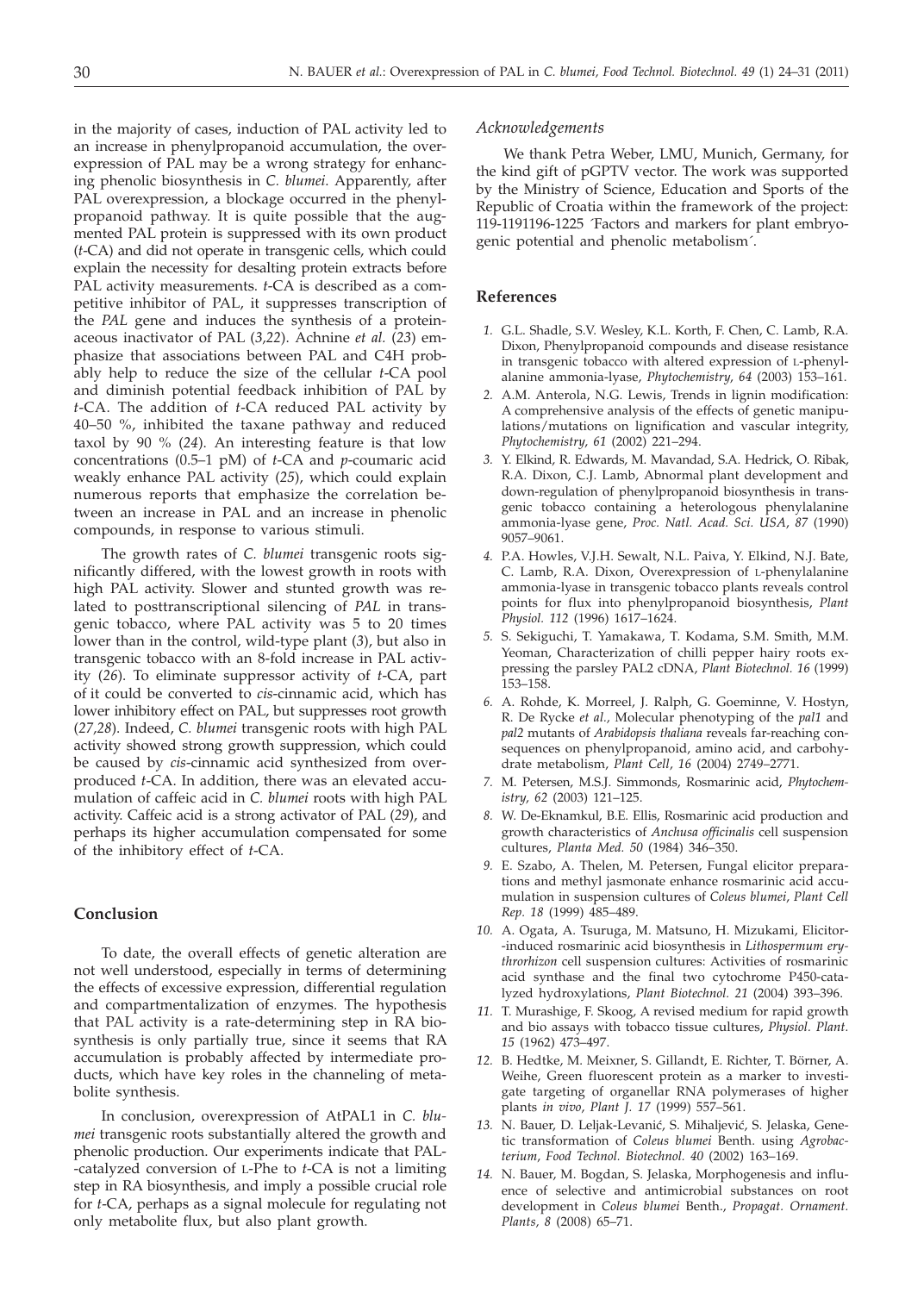in the majority of cases, induction of PAL activity led to an increase in phenylpropanoid accumulation, the overexpression of PAL may be a wrong strategy for enhancing phenolic biosynthesis in *C. blumei*. Apparently, after PAL overexpression, a blockage occurred in the phenylpropanoid pathway. It is quite possible that the augmented PAL protein is suppressed with its own product (*t*-CA) and did not operate in transgenic cells, which could explain the necessity for desalting protein extracts before PAL activity measurements. *t*-CA is described as a competitive inhibitor of PAL, it suppresses transcription of the *PAL* gene and induces the synthesis of a proteinaceous inactivator of PAL (*3,22*). Achnine *et al.* (*23*) emphasize that associations between PAL and C4H probably help to reduce the size of the cellular *t*-CA pool and diminish potential feedback inhibition of PAL by *t*-CA. The addition of *t*-CA reduced PAL activity by 40–50 %, inhibited the taxane pathway and reduced taxol by 90 % (*24*). An interesting feature is that low concentrations (0.5–1 pM) of *t*-CA and *p*-coumaric acid weakly enhance PAL activity (*25*), which could explain numerous reports that emphasize the correlation between an increase in PAL and an increase in phenolic compounds, in response to various stimuli.

The growth rates of *C. blumei* transgenic roots significantly differed, with the lowest growth in roots with high PAL activity. Slower and stunted growth was related to posttranscriptional silencing of *PAL* in transgenic tobacco, where PAL activity was 5 to 20 times lower than in the control, wild-type plant (*3*), but also in transgenic tobacco with an 8-fold increase in PAL activity (*26*). To eliminate suppressor activity of *t*-CA, part of it could be converted to *cis*-cinnamic acid, which has lower inhibitory effect on PAL, but suppresses root growth (*27,28*). Indeed, *C. blumei* transgenic roots with high PAL activity showed strong growth suppression, which could be caused by *cis*-cinnamic acid synthesized from overproduced *t*-CA. In addition, there was an elevated accumulation of caffeic acid in *C. blumei* roots with high PAL activity. Caffeic acid is a strong activator of PAL (*29*), and perhaps its higher accumulation compensated for some of the inhibitory effect of *t*-CA.

## Conclusion

To date, the overall effects of genetic alteration are not well understood, especially in terms of determining the effects of excessive expression, differential regulation and compartmentalization of enzymes. The hypothesis that PAL activity is a rate-determining step in RA biosynthesis is only partially true, since it seems that RA accumulation is probably affected by intermediate products, which have key roles in the channeling of metabolite synthesis.

In conclusion, overexpression of AtPAL1 in *C. blumei* transgenic roots substantially altered the growth and phenolic production. Our experiments indicate that PAL-catalyzed conversion of L-Phe to *t*-CA is not a limiting step in RA biosynthesis, and imply a possible crucial role for *t*-CA, perhaps as a signal molecule for regulating not only metabolite flux, but also plant growth.

### Acknowledgements

We thank Petra Weber, LMU, Munich, Germany, for the kind gift of pGPTV vector. The work was supported by the Ministry of Science, Education and Sports of the Republic of Croatia within the framework of the project: 119-1191196-1225 ´Factors and markers for plant embryogenic potential and phenolic metabolism´.

## References

1. G.L. Shadle, S.V. Wesley, K.L. Korth, F. Chen, C. Lamb, R.A. Dixon, Phenylpropanoid compounds and disease resistance in transgenic tobacco with altered expression of L-phenylalanine ammonia-lyase, *Phytochemistry, 64* (2003) 153–161.
2. A.M. Anterola, N.G. Lewis, Trends in lignin modification: A comprehensive analysis of the effects of genetic manipulations/mutations on lignification and vascular integrity, *Phytochemistry, 61* (2002) 221–294.
3. Y. Elkind, R. Edwards, M. Mavandad, S.A. Hedrick, O. Ribak, R.A. Dixon, C.J. Lamb, Abnormal plant development and down-regulation of phenylpropanoid biosynthesis in transgenic tobacco containing a heterologous phenylalanine ammonia-lyase gene, *Proc. Natl. Acad. Sci. USA, 87* (1990) 9057–9061.
4. P.A. Howles, V.J.H. Sewalt, N.L. Paiva, Y. Elkind, N.J. Bate, C. Lamb, R.A. Dixon, Overexpression of L-phenylalanine ammonia-lyase in transgenic tobacco plants reveals control points for flux into phenylpropanoid biosynthesis, *Plant Physiol. 112* (1996) 1617–1624.
5. S. Sekiguchi, T. Yamakawa, T. Kodama, S.M. Smith, M.M. Yeoman, Characterization of chilli pepper hairy roots expressing the parsley PAL2 cDNA, *Plant Biotechnol. 16* (1999) 153–158.
6. A. Rohde, K. Morreel, J. Ralph, G. Goeminne, V. Hostyn, R. De Rycke *et al.*, Molecular phenotyping of the *pal1* and *pal2* mutants of *Arabidopsis thaliana* reveals far-reaching consequences on phenylpropanoid, amino acid, and carbohydrate metabolism, *Plant Cell, 16* (2004) 2749–2771.
7. M. Petersen, M.S.J. Simmonds, Rosmarinic acid, *Phytochemistry, 62* (2003) 121–125.
8. W. De-Eknamkul, B.E. Ellis, Rosmarinic acid production and growth characteristics of *Anchusa officinalis* cell suspension cultures, *Planta Med. 50* (1984) 346–350.
9. E. Szabo, A. Thelen, M. Petersen, Fungal elicitor preparations and methyl jasmonate enhance rosmarinic acid accumulation in suspension cultures of *Coleus blumei*, *Plant Cell Rep. 18* (1999) 485–489.
10. A. Ogata, A. Tsuruga, M. Matsuno, H. Mizukami, Elicitor-induced rosmarinic acid biosynthesis in *Lithospermum erythrorhizon* cell suspension cultures: Activities of rosmarinic acid synthase and the final two cytochrome P450-catalyzed hydroxylations, *Plant Biotechnol. 21* (2004) 393–396.
11. T. Murashige, F. Skoog, A revised medium for rapid growth and bio assays with tobacco tissue cultures, *Physiol. Plant. 15* (1962) 473–497.
12. B. Hedtke, M. Meixner, S. Gillandt, E. Richter, T. Börner, A. Weihe, Green fluorescent protein as a marker to investigate targeting of organellar RNA polymerases of higher plants *in vivo*, *Plant J. 17* (1999) 557–561.
13. N. Bauer, D. Leljak-Levanić, S. Mihaljević, S. Jelaska, Genetic transformation of *Coleus blumei* Benth. using *Agrobacterium*, *Food Technol. Biotechnol. 40* (2002) 163–169.
14. N. Bauer, M. Bogdan, S. Jelaska, Morphogenesis and influence of selective and antimicrobial substances on root development in *Coleus blumei* Benth., *Propagat. Ornament. Plants, 8* (2008) 65–71.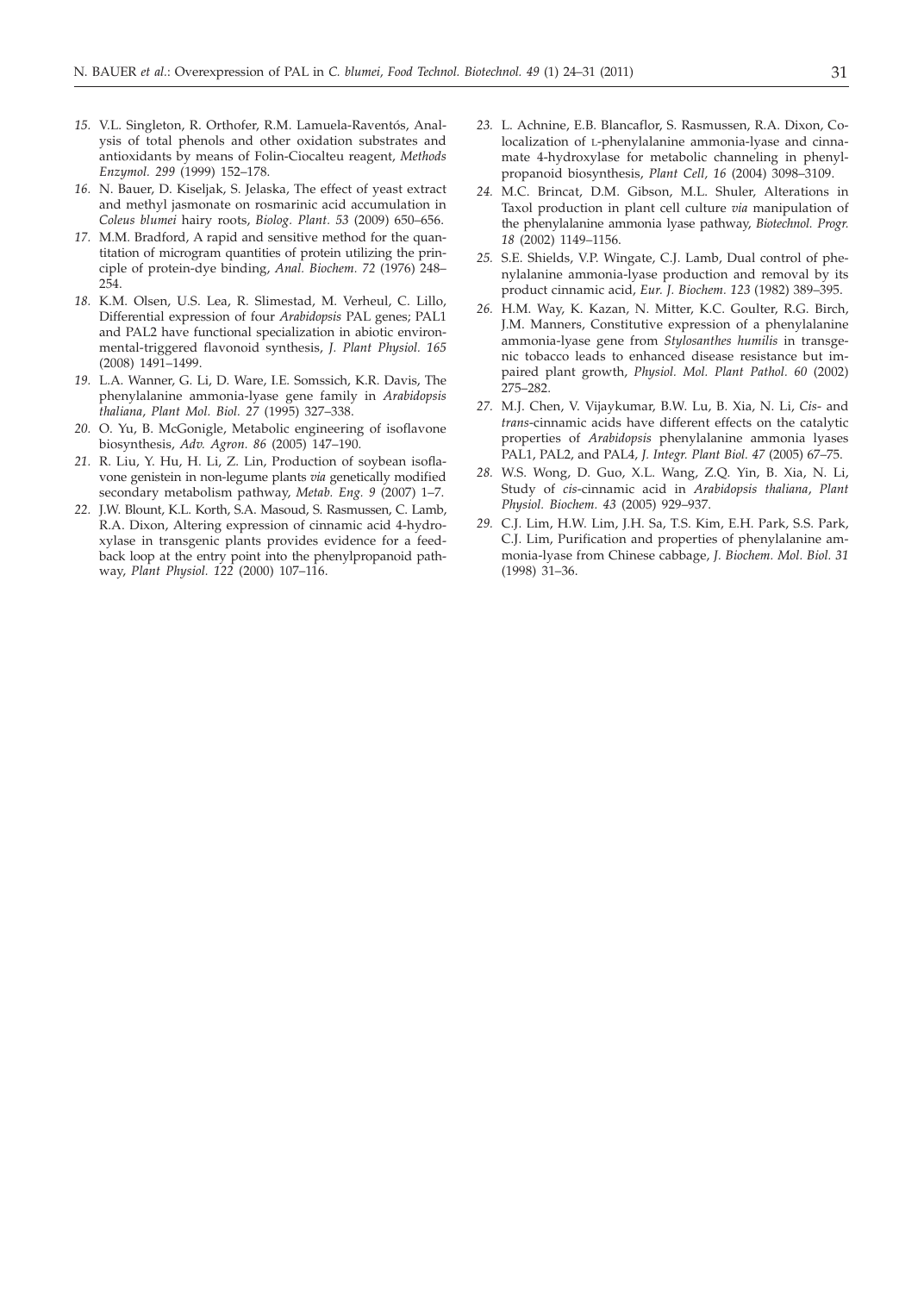15. V.L. Singleton, R. Orthofer, R.M. Lamuela-Raventós, Analysis of total phenols and other oxidation substrates and antioxidants by means of Folin-Ciocalteu reagent, *Methods Enzymol. 299* (1999) 152–178.
16. N. Bauer, D. Kiseljak, S. Jelaska, The effect of yeast extract and methyl jasmonate on rosmarinic acid accumulation in *Coleus blumei* hairy roots, *Biolog. Plant. 53* (2009) 650–656.
17. M.M. Bradford, A rapid and sensitive method for the quantitation of microgram quantities of protein utilizing the principle of protein-dye binding, *Anal. Biochem. 72* (1976) 248–254.
18. K.M. Olsen, U.S. Lea, R. Slimestad, M. Verheul, C. Lillo, Differential expression of four *Arabidopsis* PAL genes; PAL1 and PAL2 have functional specialization in abiotic environmental-triggered flavonoid synthesis, *J. Plant Physiol. 165* (2008) 1491–1499.
19. L.A. Wanner, G. Li, D. Ware, I.E. Somssich, K.R. Davis, The phenylalanine ammonia-lyase gene family in *Arabidopsis thaliana*, *Plant Mol. Biol. 27* (1995) 327–338.
20. O. Yu, B. McGonigle, Metabolic engineering of isoflavone biosynthesis, *Adv. Agron. 86* (2005) 147–190.
21. R. Liu, Y. Hu, H. Li, Z. Lin, Production of soybean isoflavone genistein in non-legume plants *via* genetically modified secondary metabolism pathway, *Metab. Eng. 9* (2007) 1–7.
22. J.W. Blount, K.L. Korth, S.A. Masoud, S. Rasmussen, C. Lamb, R.A. Dixon, Altering expression of cinnamic acid 4-hydroxylase in transgenic plants provides evidence for a feedback loop at the entry point into the phenylpropanoid pathway, *Plant Physiol. 122* (2000) 107–116.
23. L. Achnine, E.B. Blancaflor, S. Rasmussen, R.A. Dixon, Colocalization of L-phenylalanine ammonia-lyase and cinnamate 4-hydroxylase for metabolic channeling in phenylpropanoid biosynthesis, *Plant Cell, 16* (2004) 3098–3109.
24. M.C. Brincat, D.M. Gibson, M.L. Shuler, Alterations in Taxol production in plant cell culture *via* manipulation of the phenylalanine ammonia lyase pathway, *Biotechnol. Progr. 18* (2002) 1149–1156.
25. S.E. Shields, V.P. Wingate, C.J. Lamb, Dual control of phenylalanine ammonia-lyase production and removal by its product cinnamic acid, *Eur. J. Biochem. 123* (1982) 389–395.
26. H.M. Way, K. Kazan, N. Mitter, K.C. Goulter, R.G. Birch, J.M. Manners, Constitutive expression of a phenylalanine ammonia-lyase gene from *Stylosanthes humilis* in transgenic tobacco leads to enhanced disease resistance but impaired plant growth, *Physiol. Mol. Plant Pathol. 60* (2002) 275–282.
27. M.J. Chen, V. Vijaykumar, B.W. Lu, B. Xia, N. Li, *Cis*- and *trans*-cinnamic acids have different effects on the catalytic properties of *Arabidopsis* phenylalanine ammonia lyases PAL1, PAL2, and PAL4, *J. Integr. Plant Biol. 47* (2005) 67–75.
28. W.S. Wong, D. Guo, X.L. Wang, Z.Q. Yin, B. Xia, N. Li, Study of *cis*-cinnamic acid in *Arabidopsis thaliana*, *Plant Physiol. Biochem. 43* (2005) 929–937.
29. C.J. Lim, H.W. Lim, J.H. Sa, T.S. Kim, E.H. Park, S.S. Park, C.J. Lim, Purification and properties of phenylalanine ammonia-lyase from Chinese cabbage, *J. Biochem. Mol. Biol. 31* (1998) 31–36.